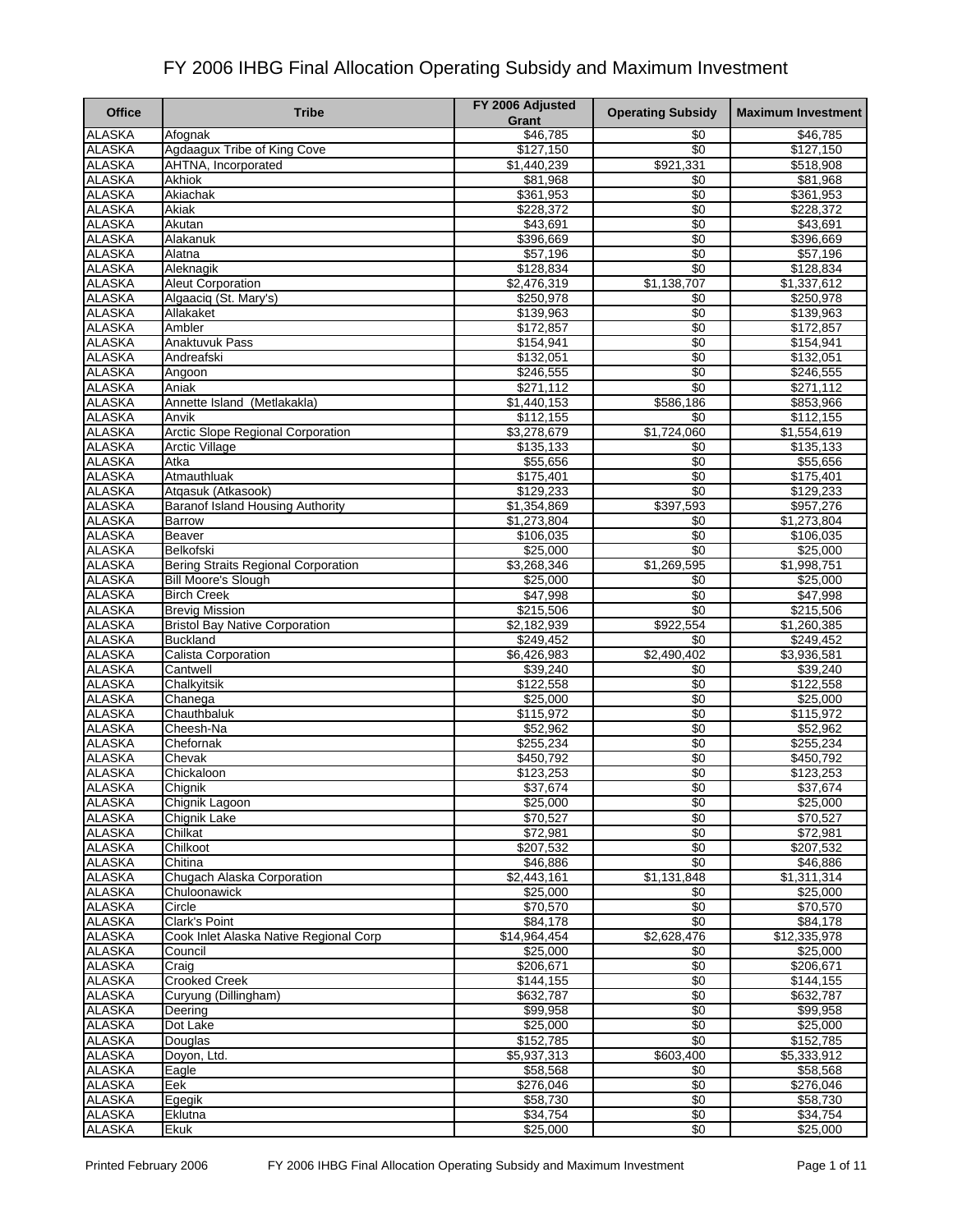# FY 2006 IHBG Final Allocation Operating Subsidy and Maximum Investment

| Office | Tribe | FY 2006 Adjusted Grant | Operating Subsidy | Maximum Investment |
|---|---|---|---|---|
| ALASKA | Afognak | $46,785 | $0 | $46,785 |
| ALASKA | Agdaagux Tribe of King Cove | $127,150 | $0 | $127,150 |
| ALASKA | AHTNA, Incorporated | $1,440,239 | $921,331 | $518,908 |
| ALASKA | Akhiok | $81,968 | $0 | $81,968 |
| ALASKA | Akiachak | $361,953 | $0 | $361,953 |
| ALASKA | Akiak | $228,372 | $0 | $228,372 |
| ALASKA | Akutan | $43,691 | $0 | $43,691 |
| ALASKA | Alakanuk | $396,669 | $0 | $396,669 |
| ALASKA | Alatna | $57,196 | $0 | $57,196 |
| ALASKA | Aleknagik | $128,834 | $0 | $128,834 |
| ALASKA | Aleut Corporation | $2,476,319 | $1,138,707 | $1,337,612 |
| ALASKA | Algaaciq (St. Mary's) | $250,978 | $0 | $250,978 |
| ALASKA | Allakaket | $139,963 | $0 | $139,963 |
| ALASKA | Ambler | $172,857 | $0 | $172,857 |
| ALASKA | Anaktuvuk Pass | $154,941 | $0 | $154,941 |
| ALASKA | Andreafski | $132,051 | $0 | $132,051 |
| ALASKA | Angoon | $246,555 | $0 | $246,555 |
| ALASKA | Aniak | $271,112 | $0 | $271,112 |
| ALASKA | Annette Island (Metlakakla) | $1,440,153 | $586,186 | $853,966 |
| ALASKA | Anvik | $112,155 | $0 | $112,155 |
| ALASKA | Arctic Slope Regional Corporation | $3,278,679 | $1,724,060 | $1,554,619 |
| ALASKA | Arctic Village | $135,133 | $0 | $135,133 |
| ALASKA | Atka | $55,656 | $0 | $55,656 |
| ALASKA | Atmauthluak | $175,401 | $0 | $175,401 |
| ALASKA | Atqasuk (Atkasook) | $129,233 | $0 | $129,233 |
| ALASKA | Baranof Island Housing Authority | $1,354,869 | $397,593 | $957,276 |
| ALASKA | Barrow | $1,273,804 | $0 | $1,273,804 |
| ALASKA | Beaver | $106,035 | $0 | $106,035 |
| ALASKA | Belkofski | $25,000 | $0 | $25,000 |
| ALASKA | Bering Straits Regional Corporation | $3,268,346 | $1,269,595 | $1,998,751 |
| ALASKA | Bill Moore's Slough | $25,000 | $0 | $25,000 |
| ALASKA | Birch Creek | $47,998 | $0 | $47,998 |
| ALASKA | Brevig Mission | $215,506 | $0 | $215,506 |
| ALASKA | Bristol Bay Native Corporation | $2,182,939 | $922,554 | $1,260,385 |
| ALASKA | Buckland | $249,452 | $0 | $249,452 |
| ALASKA | Calista Corporation | $6,426,983 | $2,490,402 | $3,936,581 |
| ALASKA | Cantwell | $39,240 | $0 | $39,240 |
| ALASKA | Chalkyitsik | $122,558 | $0 | $122,558 |
| ALASKA | Chanega | $25,000 | $0 | $25,000 |
| ALASKA | Chauthbaluk | $115,972 | $0 | $115,972 |
| ALASKA | Cheesh-Na | $52,962 | $0 | $52,962 |
| ALASKA | Chefornak | $255,234 | $0 | $255,234 |
| ALASKA | Chevak | $450,792 | $0 | $450,792 |
| ALASKA | Chickaloon | $123,253 | $0 | $123,253 |
| ALASKA | Chignik | $37,674 | $0 | $37,674 |
| ALASKA | Chignik Lagoon | $25,000 | $0 | $25,000 |
| ALASKA | Chignik Lake | $70,527 | $0 | $70,527 |
| ALASKA | Chilkat | $72,981 | $0 | $72,981 |
| ALASKA | Chilkoot | $207,532 | $0 | $207,532 |
| ALASKA | Chitina | $46,886 | $0 | $46,886 |
| ALASKA | Chugach Alaska Corporation | $2,443,161 | $1,131,848 | $1,311,314 |
| ALASKA | Chuloonawick | $25,000 | $0 | $25,000 |
| ALASKA | Circle | $70,570 | $0 | $70,570 |
| ALASKA | Clark's Point | $84,178 | $0 | $84,178 |
| ALASKA | Cook Inlet Alaska Native Regional Corp | $14,964,454 | $2,628,476 | $12,335,978 |
| ALASKA | Council | $25,000 | $0 | $25,000 |
| ALASKA | Craig | $206,671 | $0 | $206,671 |
| ALASKA | Crooked Creek | $144,155 | $0 | $144,155 |
| ALASKA | Curyung (Dillingham) | $632,787 | $0 | $632,787 |
| ALASKA | Deering | $99,958 | $0 | $99,958 |
| ALASKA | Dot Lake | $25,000 | $0 | $25,000 |
| ALASKA | Douglas | $152,785 | $0 | $152,785 |
| ALASKA | Doyon, Ltd. | $5,937,313 | $603,400 | $5,333,912 |
| ALASKA | Eagle | $58,568 | $0 | $58,568 |
| ALASKA | Eek | $276,046 | $0 | $276,046 |
| ALASKA | Egegik | $58,730 | $0 | $58,730 |
| ALASKA | Eklutna | $34,754 | $0 | $34,754 |
| ALASKA | Ekuk | $25,000 | $0 | $25,000 |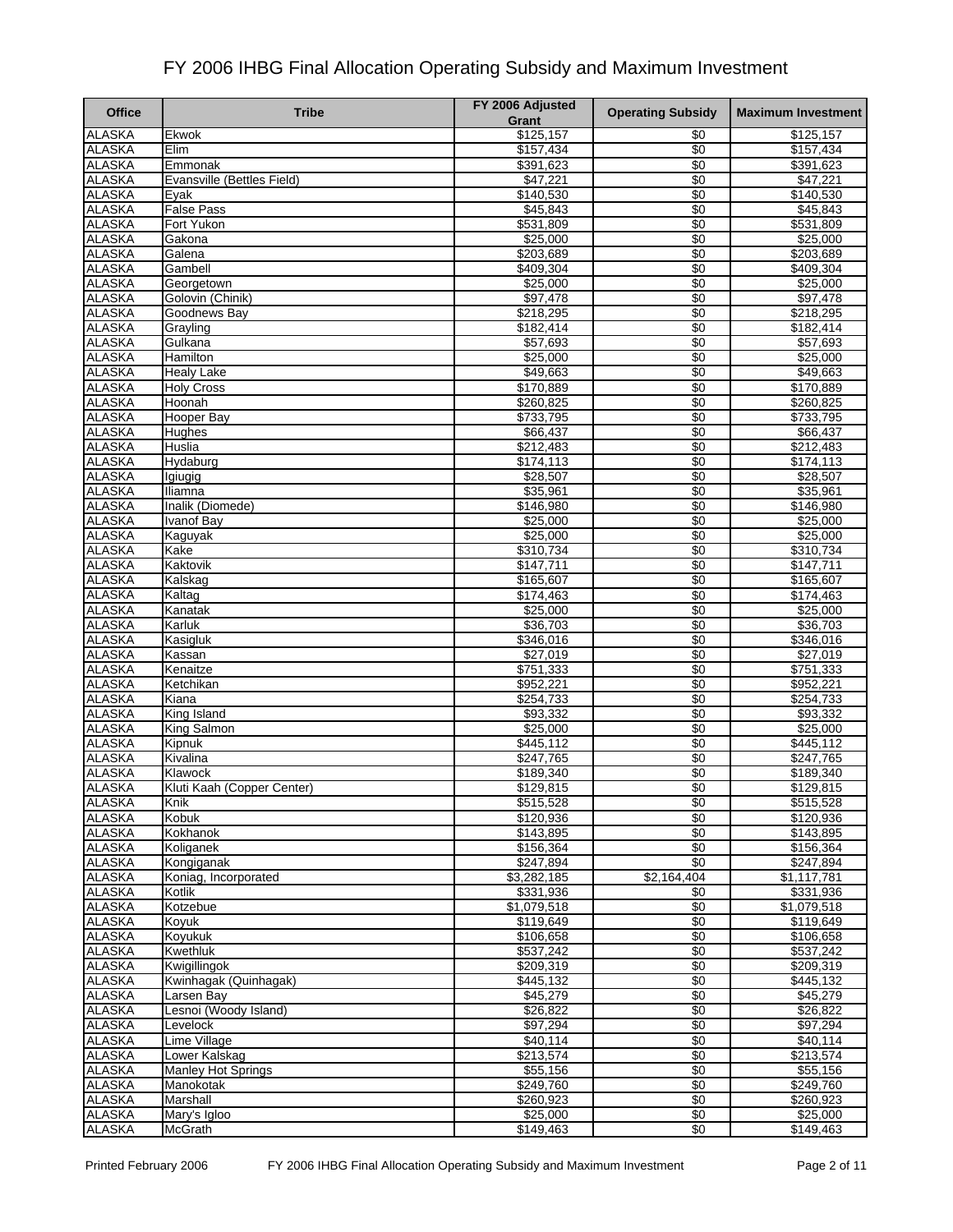# FY 2006 IHBG Final Allocation Operating Subsidy and Maximum Investment

| Office | Tribe | FY 2006 Adjusted Grant | Operating Subsidy | Maximum Investment |
|---|---|---|---|---|
| ALASKA | Ekwok | $125,157 | $0 | $125,157 |
| ALASKA | Elim | $157,434 | $0 | $157,434 |
| ALASKA | Emmonak | $391,623 | $0 | $391,623 |
| ALASKA | Evansville (Bettles Field) | $47,221 | $0 | $47,221 |
| ALASKA | Eyak | $140,530 | $0 | $140,530 |
| ALASKA | False Pass | $45,843 | $0 | $45,843 |
| ALASKA | Fort Yukon | $531,809 | $0 | $531,809 |
| ALASKA | Gakona | $25,000 | $0 | $25,000 |
| ALASKA | Galena | $203,689 | $0 | $203,689 |
| ALASKA | Gambell | $409,304 | $0 | $409,304 |
| ALASKA | Georgetown | $25,000 | $0 | $25,000 |
| ALASKA | Golovin (Chinik) | $97,478 | $0 | $97,478 |
| ALASKA | Goodnews Bay | $218,295 | $0 | $218,295 |
| ALASKA | Grayling | $182,414 | $0 | $182,414 |
| ALASKA | Gulkana | $57,693 | $0 | $57,693 |
| ALASKA | Hamilton | $25,000 | $0 | $25,000 |
| ALASKA | Healy Lake | $49,663 | $0 | $49,663 |
| ALASKA | Holy Cross | $170,889 | $0 | $170,889 |
| ALASKA | Hoonah | $260,825 | $0 | $260,825 |
| ALASKA | Hooper Bay | $733,795 | $0 | $733,795 |
| ALASKA | Hughes | $66,437 | $0 | $66,437 |
| ALASKA | Huslia | $212,483 | $0 | $212,483 |
| ALASKA | Hydaburg | $174,113 | $0 | $174,113 |
| ALASKA | Igiugig | $28,507 | $0 | $28,507 |
| ALASKA | Iliamna | $35,961 | $0 | $35,961 |
| ALASKA | Inalik (Diomede) | $146,980 | $0 | $146,980 |
| ALASKA | Ivanof Bay | $25,000 | $0 | $25,000 |
| ALASKA | Kaguyak | $25,000 | $0 | $25,000 |
| ALASKA | Kake | $310,734 | $0 | $310,734 |
| ALASKA | Kaktovik | $147,711 | $0 | $147,711 |
| ALASKA | Kalskag | $165,607 | $0 | $165,607 |
| ALASKA | Kaltag | $174,463 | $0 | $174,463 |
| ALASKA | Kanatak | $25,000 | $0 | $25,000 |
| ALASKA | Karluk | $36,703 | $0 | $36,703 |
| ALASKA | Kasigluk | $346,016 | $0 | $346,016 |
| ALASKA | Kassan | $27,019 | $0 | $27,019 |
| ALASKA | Kenaitze | $751,333 | $0 | $751,333 |
| ALASKA | Ketchikan | $952,221 | $0 | $952,221 |
| ALASKA | Kiana | $254,733 | $0 | $254,733 |
| ALASKA | King Island | $93,332 | $0 | $93,332 |
| ALASKA | King Salmon | $25,000 | $0 | $25,000 |
| ALASKA | Kipnuk | $445,112 | $0 | $445,112 |
| ALASKA | Kivalina | $247,765 | $0 | $247,765 |
| ALASKA | Klawock | $189,340 | $0 | $189,340 |
| ALASKA | Kluti Kaah (Copper Center) | $129,815 | $0 | $129,815 |
| ALASKA | Knik | $515,528 | $0 | $515,528 |
| ALASKA | Kobuk | $120,936 | $0 | $120,936 |
| ALASKA | Kokhanok | $143,895 | $0 | $143,895 |
| ALASKA | Koliganek | $156,364 | $0 | $156,364 |
| ALASKA | Kongiganak | $247,894 | $0 | $247,894 |
| ALASKA | Koniag, Incorporated | $3,282,185 | $2,164,404 | $1,117,781 |
| ALASKA | Kotlik | $331,936 | $0 | $331,936 |
| ALASKA | Kotzebue | $1,079,518 | $0 | $1,079,518 |
| ALASKA | Koyuk | $119,649 | $0 | $119,649 |
| ALASKA | Koyukuk | $106,658 | $0 | $106,658 |
| ALASKA | Kwethluk | $537,242 | $0 | $537,242 |
| ALASKA | Kwigillingok | $209,319 | $0 | $209,319 |
| ALASKA | Kwinhagak (Quinhagak) | $445,132 | $0 | $445,132 |
| ALASKA | Larsen Bay | $45,279 | $0 | $45,279 |
| ALASKA | Lesnoi (Woody Island) | $26,822 | $0 | $26,822 |
| ALASKA | Levelock | $97,294 | $0 | $97,294 |
| ALASKA | Lime Village | $40,114 | $0 | $40,114 |
| ALASKA | Lower Kalskag | $213,574 | $0 | $213,574 |
| ALASKA | Manley Hot Springs | $55,156 | $0 | $55,156 |
| ALASKA | Manokotak | $249,760 | $0 | $249,760 |
| ALASKA | Marshall | $260,923 | $0 | $260,923 |
| ALASKA | Mary's Igloo | $25,000 | $0 | $25,000 |
| ALASKA | McGrath | $149,463 | $0 | $149,463 |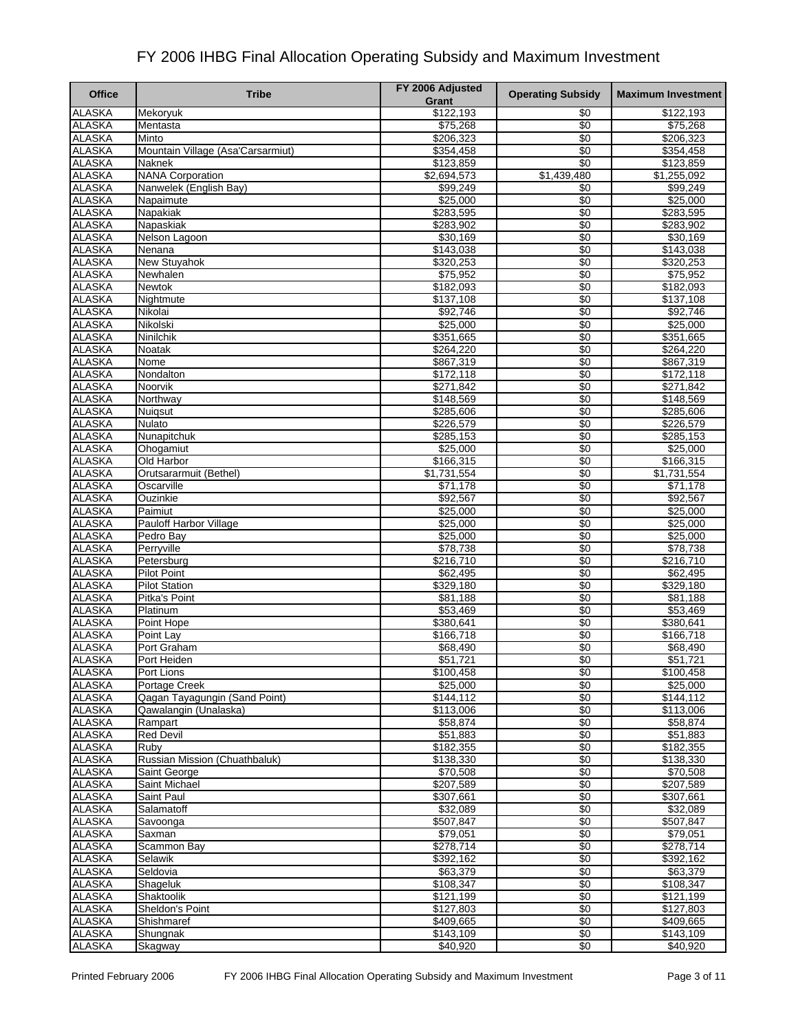# FY 2006 IHBG Final Allocation Operating Subsidy and Maximum Investment

| Office | Tribe | FY 2006 Adjusted Grant | Operating Subsidy | Maximum Investment |
|---|---|---|---|---|
| ALASKA | Mekoryuk | $122,193 | $0 | $122,193 |
| ALASKA | Mentasta | $75,268 | $0 | $75,268 |
| ALASKA | Minto | $206,323 | $0 | $206,323 |
| ALASKA | Mountain Village (Asa'Carsarmiut) | $354,458 | $0 | $354,458 |
| ALASKA | Naknek | $123,859 | $0 | $123,859 |
| ALASKA | NANA Corporation | $2,694,573 | $1,439,480 | $1,255,092 |
| ALASKA | Nanwelek (English Bay) | $99,249 | $0 | $99,249 |
| ALASKA | Napaimute | $25,000 | $0 | $25,000 |
| ALASKA | Napakiak | $283,595 | $0 | $283,595 |
| ALASKA | Napaskiak | $283,902 | $0 | $283,902 |
| ALASKA | Nelson Lagoon | $30,169 | $0 | $30,169 |
| ALASKA | Nenana | $143,038 | $0 | $143,038 |
| ALASKA | New Stuyahok | $320,253 | $0 | $320,253 |
| ALASKA | Newhalen | $75,952 | $0 | $75,952 |
| ALASKA | Newtok | $182,093 | $0 | $182,093 |
| ALASKA | Nightmute | $137,108 | $0 | $137,108 |
| ALASKA | Nikolai | $92,746 | $0 | $92,746 |
| ALASKA | Nikolski | $25,000 | $0 | $25,000 |
| ALASKA | Ninilchik | $351,665 | $0 | $351,665 |
| ALASKA | Noatak | $264,220 | $0 | $264,220 |
| ALASKA | Nome | $867,319 | $0 | $867,319 |
| ALASKA | Nondalton | $172,118 | $0 | $172,118 |
| ALASKA | Noorvik | $271,842 | $0 | $271,842 |
| ALASKA | Northway | $148,569 | $0 | $148,569 |
| ALASKA | Nuiqsut | $285,606 | $0 | $285,606 |
| ALASKA | Nulato | $226,579 | $0 | $226,579 |
| ALASKA | Nunapitchuk | $285,153 | $0 | $285,153 |
| ALASKA | Ohogamiut | $25,000 | $0 | $25,000 |
| ALASKA | Old Harbor | $166,315 | $0 | $166,315 |
| ALASKA | Orutsararmuit (Bethel) | $1,731,554 | $0 | $1,731,554 |
| ALASKA | Oscarville | $71,178 | $0 | $71,178 |
| ALASKA | Ouzinkie | $92,567 | $0 | $92,567 |
| ALASKA | Paimiut | $25,000 | $0 | $25,000 |
| ALASKA | Pauloff Harbor Village | $25,000 | $0 | $25,000 |
| ALASKA | Pedro Bay | $25,000 | $0 | $25,000 |
| ALASKA | Perryville | $78,738 | $0 | $78,738 |
| ALASKA | Petersburg | $216,710 | $0 | $216,710 |
| ALASKA | Pilot Point | $62,495 | $0 | $62,495 |
| ALASKA | Pilot Station | $329,180 | $0 | $329,180 |
| ALASKA | Pitka's Point | $81,188 | $0 | $81,188 |
| ALASKA | Platinum | $53,469 | $0 | $53,469 |
| ALASKA | Point Hope | $380,641 | $0 | $380,641 |
| ALASKA | Point Lay | $166,718 | $0 | $166,718 |
| ALASKA | Port Graham | $68,490 | $0 | $68,490 |
| ALASKA | Port Heiden | $51,721 | $0 | $51,721 |
| ALASKA | Port Lions | $100,458 | $0 | $100,458 |
| ALASKA | Portage Creek | $25,000 | $0 | $25,000 |
| ALASKA | Qagan Tayagungin (Sand Point) | $144,112 | $0 | $144,112 |
| ALASKA | Qawalangin (Unalaska) | $113,006 | $0 | $113,006 |
| ALASKA | Rampart | $58,874 | $0 | $58,874 |
| ALASKA | Red Devil | $51,883 | $0 | $51,883 |
| ALASKA | Ruby | $182,355 | $0 | $182,355 |
| ALASKA | Russian Mission (Chuathbaluk) | $138,330 | $0 | $138,330 |
| ALASKA | Saint George | $70,508 | $0 | $70,508 |
| ALASKA | Saint Michael | $207,589 | $0 | $207,589 |
| ALASKA | Saint Paul | $307,661 | $0 | $307,661 |
| ALASKA | Salamatoff | $32,089 | $0 | $32,089 |
| ALASKA | Savoonga | $507,847 | $0 | $507,847 |
| ALASKA | Saxman | $79,051 | $0 | $79,051 |
| ALASKA | Scammon Bay | $278,714 | $0 | $278,714 |
| ALASKA | Selawik | $392,162 | $0 | $392,162 |
| ALASKA | Seldovia | $63,379 | $0 | $63,379 |
| ALASKA | Shageluk | $108,347 | $0 | $108,347 |
| ALASKA | Shaktoolik | $121,199 | $0 | $121,199 |
| ALASKA | Sheldon's Point | $127,803 | $0 | $127,803 |
| ALASKA | Shishmaref | $409,665 | $0 | $409,665 |
| ALASKA | Shungnak | $143,109 | $0 | $143,109 |
| ALASKA | Skagway | $40,920 | $0 | $40,920 |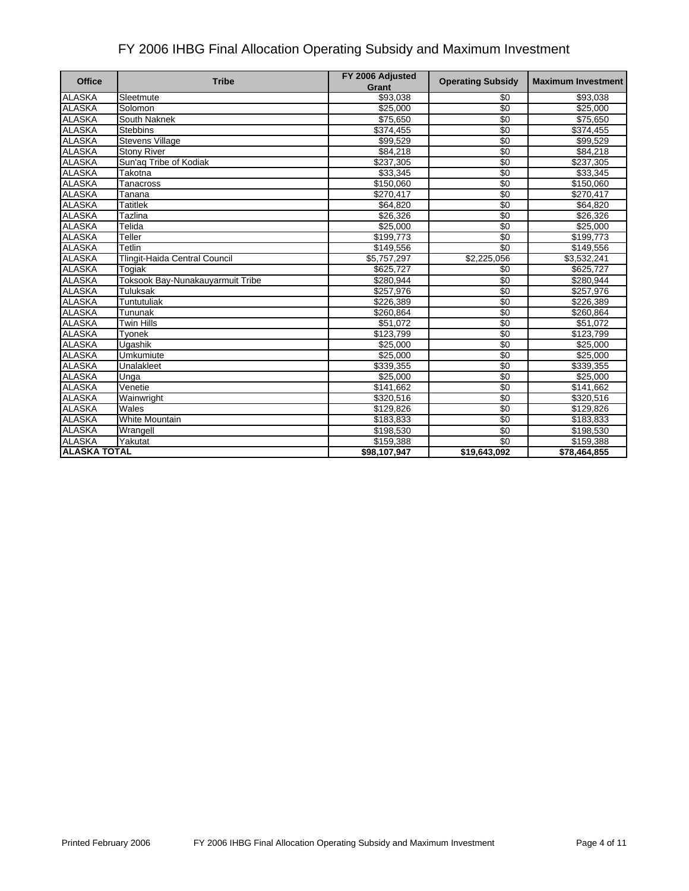# FY 2006 IHBG Final Allocation Operating Subsidy and Maximum Investment

| Office | Tribe | FY 2006 Adjusted Grant | Operating Subsidy | Maximum Investment |
|---|---|---|---|---|
| ALASKA | Sleetmute | $93,038 | $0 | $93,038 |
| ALASKA | Solomon | $25,000 | $0 | $25,000 |
| ALASKA | South Naknek | $75,650 | $0 | $75,650 |
| ALASKA | Stebbins | $374,455 | $0 | $374,455 |
| ALASKA | Stevens Village | $99,529 | $0 | $99,529 |
| ALASKA | Stony River | $84,218 | $0 | $84,218 |
| ALASKA | Sun'aq Tribe of Kodiak | $237,305 | $0 | $237,305 |
| ALASKA | Takotna | $33,345 | $0 | $33,345 |
| ALASKA | Tanacross | $150,060 | $0 | $150,060 |
| ALASKA | Tanana | $270,417 | $0 | $270,417 |
| ALASKA | Tatitlek | $64,820 | $0 | $64,820 |
| ALASKA | Tazlina | $26,326 | $0 | $26,326 |
| ALASKA | Telida | $25,000 | $0 | $25,000 |
| ALASKA | Teller | $199,773 | $0 | $199,773 |
| ALASKA | Tetlin | $149,556 | $0 | $149,556 |
| ALASKA | Tlingit-Haida Central Council | $5,757,297 | $2,225,056 | $3,532,241 |
| ALASKA | Togiak | $625,727 | $0 | $625,727 |
| ALASKA | Toksook Bay-Nunakauyarmuit Tribe | $280,944 | $0 | $280,944 |
| ALASKA | Tuluksak | $257,976 | $0 | $257,976 |
| ALASKA | Tuntutuliak | $226,389 | $0 | $226,389 |
| ALASKA | Tununak | $260,864 | $0 | $260,864 |
| ALASKA | Twin Hills | $51,072 | $0 | $51,072 |
| ALASKA | Tyonek | $123,799 | $0 | $123,799 |
| ALASKA | Ugashik | $25,000 | $0 | $25,000 |
| ALASKA | Umkumiute | $25,000 | $0 | $25,000 |
| ALASKA | Unalakleet | $339,355 | $0 | $339,355 |
| ALASKA | Unga | $25,000 | $0 | $25,000 |
| ALASKA | Venetie | $141,662 | $0 | $141,662 |
| ALASKA | Wainwright | $320,516 | $0 | $320,516 |
| ALASKA | Wales | $129,826 | $0 | $129,826 |
| ALASKA | White Mountain | $183,833 | $0 | $183,833 |
| ALASKA | Wrangell | $198,530 | $0 | $198,530 |
| ALASKA | Yakutat | $159,388 | $0 | $159,388 |
| **ALASKA TOTAL** | | **$98,107,947** | **$19,643,092** | **$78,464,855** |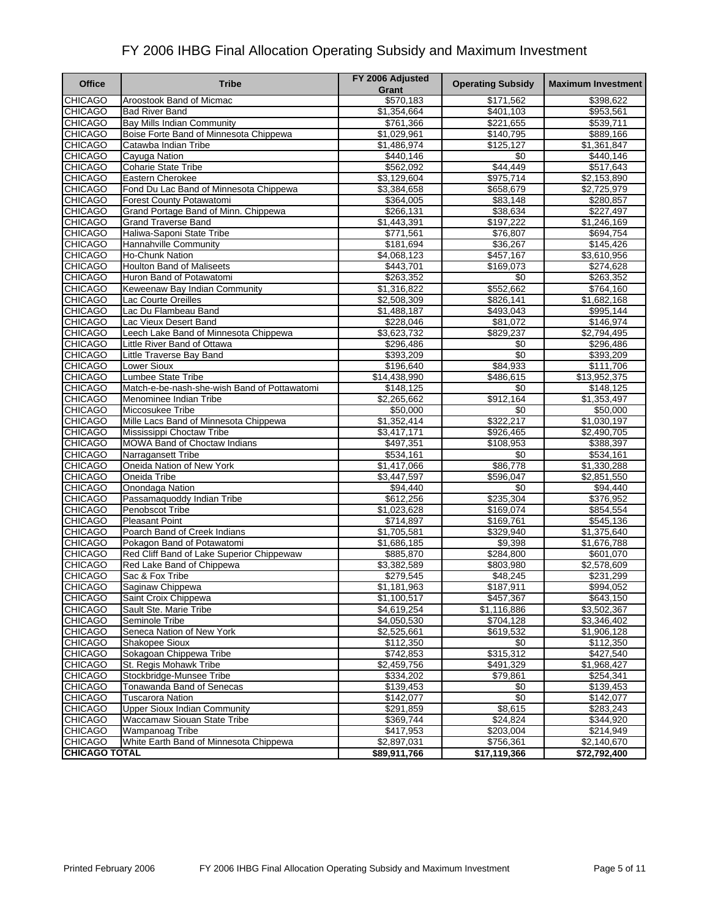# FY 2006 IHBG Final Allocation Operating Subsidy and Maximum Investment

| Office | Tribe | FY 2006 Adjusted Grant | Operating Subsidy | Maximum Investment |
|---|---|---|---|---|
| CHICAGO | Aroostook Band of Micmac | $570,183 | $171,562 | $398,622 |
| CHICAGO | Bad River Band | $1,354,664 | $401,103 | $953,561 |
| CHICAGO | Bay Mills Indian Community | $761,366 | $221,655 | $539,711 |
| CHICAGO | Boise Forte Band of Minnesota Chippewa | $1,029,961 | $140,795 | $889,166 |
| CHICAGO | Catawba Indian Tribe | $1,486,974 | $125,127 | $1,361,847 |
| CHICAGO | Cayuga Nation | $440,146 | $0 | $440,146 |
| CHICAGO | Coharie State Tribe | $562,092 | $44,449 | $517,643 |
| CHICAGO | Eastern Cherokee | $3,129,604 | $975,714 | $2,153,890 |
| CHICAGO | Fond Du Lac Band of Minnesota Chippewa | $3,384,658 | $658,679 | $2,725,979 |
| CHICAGO | Forest County Potawatomi | $364,005 | $83,148 | $280,857 |
| CHICAGO | Grand Portage Band of Minn. Chippewa | $266,131 | $38,634 | $227,497 |
| CHICAGO | Grand Traverse Band | $1,443,391 | $197,222 | $1,246,169 |
| CHICAGO | Haliwa-Saponi State Tribe | $771,561 | $76,807 | $694,754 |
| CHICAGO | Hannahville Community | $181,694 | $36,267 | $145,426 |
| CHICAGO | Ho-Chunk Nation | $4,068,123 | $457,167 | $3,610,956 |
| CHICAGO | Houlton Band of Maliseets | $443,701 | $169,073 | $274,628 |
| CHICAGO | Huron Band of Potawatomi | $263,352 | $0 | $263,352 |
| CHICAGO | Keweenaw Bay Indian Community | $1,316,822 | $552,662 | $764,160 |
| CHICAGO | Lac Courte Oreilles | $2,508,309 | $826,141 | $1,682,168 |
| CHICAGO | Lac Du Flambeau Band | $1,488,187 | $493,043 | $995,144 |
| CHICAGO | Lac Vieux Desert Band | $228,046 | $81,072 | $146,974 |
| CHICAGO | Leech Lake Band of Minnesota Chippewa | $3,623,732 | $829,237 | $2,794,495 |
| CHICAGO | Little River Band of Ottawa | $296,486 | $0 | $296,486 |
| CHICAGO | Little Traverse Bay Band | $393,209 | $0 | $393,209 |
| CHICAGO | Lower Sioux | $196,640 | $84,933 | $111,706 |
| CHICAGO | Lumbee State Tribe | $14,438,990 | $486,615 | $13,952,375 |
| CHICAGO | Match-e-be-nash-she-wish Band of Pottawatomi | $148,125 | $0 | $148,125 |
| CHICAGO | Menominee Indian Tribe | $2,265,662 | $912,164 | $1,353,497 |
| CHICAGO | Miccosukee Tribe | $50,000 | $0 | $50,000 |
| CHICAGO | Mille Lacs Band of Minnesota Chippewa | $1,352,414 | $322,217 | $1,030,197 |
| CHICAGO | Mississippi Choctaw Tribe | $3,417,171 | $926,465 | $2,490,705 |
| CHICAGO | MOWA Band of Choctaw Indians | $497,351 | $108,953 | $388,397 |
| CHICAGO | Narragansett Tribe | $534,161 | $0 | $534,161 |
| CHICAGO | Oneida Nation of New York | $1,417,066 | $86,778 | $1,330,288 |
| CHICAGO | Oneida Tribe | $3,447,597 | $596,047 | $2,851,550 |
| CHICAGO | Onondaga Nation | $94,440 | $0 | $94,440 |
| CHICAGO | Passamaquoddy Indian Tribe | $612,256 | $235,304 | $376,952 |
| CHICAGO | Penobscot Tribe | $1,023,628 | $169,074 | $854,554 |
| CHICAGO | Pleasant Point | $714,897 | $169,761 | $545,136 |
| CHICAGO | Poarch Band of Creek Indians | $1,705,581 | $329,940 | $1,375,640 |
| CHICAGO | Pokagon Band of Potawatomi | $1,686,185 | $9,398 | $1,676,788 |
| CHICAGO | Red Cliff Band of Lake Superior Chippewaw | $885,870 | $284,800 | $601,070 |
| CHICAGO | Red Lake Band of Chippewa | $3,382,589 | $803,980 | $2,578,609 |
| CHICAGO | Sac & Fox Tribe | $279,545 | $48,245 | $231,299 |
| CHICAGO | Saginaw Chippewa | $1,181,963 | $187,911 | $994,052 |
| CHICAGO | Saint Croix Chippewa | $1,100,517 | $457,367 | $643,150 |
| CHICAGO | Sault Ste. Marie Tribe | $4,619,254 | $1,116,886 | $3,502,367 |
| CHICAGO | Seminole Tribe | $4,050,530 | $704,128 | $3,346,402 |
| CHICAGO | Seneca Nation of New York | $2,525,661 | $619,532 | $1,906,128 |
| CHICAGO | Shakopee Sioux | $112,350 | $0 | $112,350 |
| CHICAGO | Sokagoan Chippewa Tribe | $742,853 | $315,312 | $427,540 |
| CHICAGO | St. Regis Mohawk Tribe | $2,459,756 | $491,329 | $1,968,427 |
| CHICAGO | Stockbridge-Munsee Tribe | $334,202 | $79,861 | $254,341 |
| CHICAGO | Tonawanda Band of Senecas | $139,453 | $0 | $139,453 |
| CHICAGO | Tuscarora Nation | $142,077 | $0 | $142,077 |
| CHICAGO | Upper Sioux Indian Community | $291,859 | $8,615 | $283,243 |
| CHICAGO | Waccamaw Siouan State Tribe | $369,744 | $24,824 | $344,920 |
| CHICAGO | Wampanoag Tribe | $417,953 | $203,004 | $214,949 |
| CHICAGO | White Earth Band of Minnesota Chippewa | $2,897,031 | $756,361 | $2,140,670 |
| **CHICAGO TOTAL** | | **$89,911,766** | **$17,119,366** | **$72,792,400** |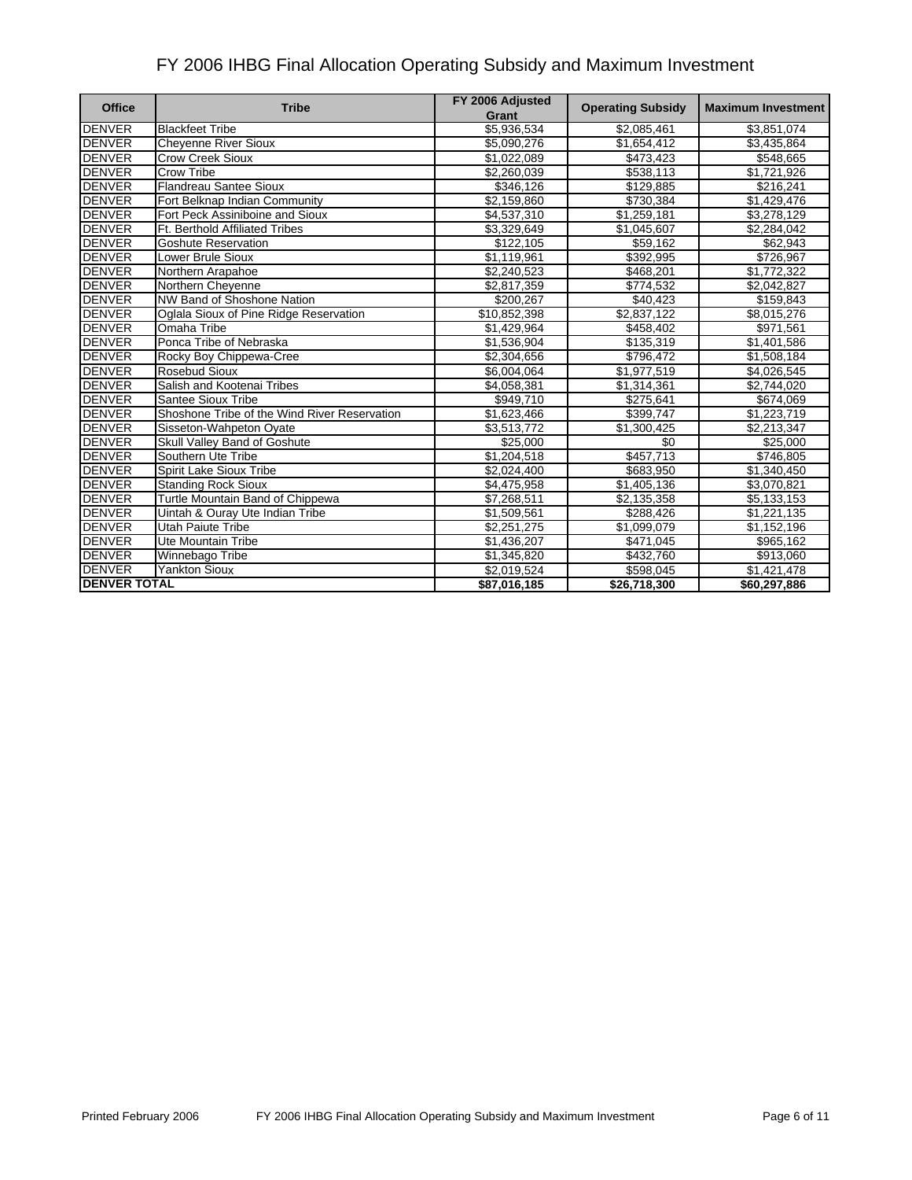# FY 2006 IHBG Final Allocation Operating Subsidy and Maximum Investment

| Office | Tribe | FY 2006 Adjusted Grant | Operating Subsidy | Maximum Investment |
|---|---|---|---|---|
| DENVER | Blackfeet Tribe | $5,936,534 | $2,085,461 | $3,851,074 |
| DENVER | Cheyenne River Sioux | $5,090,276 | $1,654,412 | $3,435,864 |
| DENVER | Crow Creek Sioux | $1,022,089 | $473,423 | $548,665 |
| DENVER | Crow Tribe | $2,260,039 | $538,113 | $1,721,926 |
| DENVER | Flandreau Santee Sioux | $346,126 | $129,885 | $216,241 |
| DENVER | Fort Belknap Indian Community | $2,159,860 | $730,384 | $1,429,476 |
| DENVER | Fort Peck Assiniboine and Sioux | $4,537,310 | $1,259,181 | $3,278,129 |
| DENVER | Ft. Berthold Affiliated Tribes | $3,329,649 | $1,045,607 | $2,284,042 |
| DENVER | Goshute Reservation | $122,105 | $59,162 | $62,943 |
| DENVER | Lower Brule Sioux | $1,119,961 | $392,995 | $726,967 |
| DENVER | Northern Arapahoe | $2,240,523 | $468,201 | $1,772,322 |
| DENVER | Northern Cheyenne | $2,817,359 | $774,532 | $2,042,827 |
| DENVER | NW Band of Shoshone Nation | $200,267 | $40,423 | $159,843 |
| DENVER | Oglala Sioux of Pine Ridge Reservation | $10,852,398 | $2,837,122 | $8,015,276 |
| DENVER | Omaha Tribe | $1,429,964 | $458,402 | $971,561 |
| DENVER | Ponca Tribe of Nebraska | $1,536,904 | $135,319 | $1,401,586 |
| DENVER | Rocky Boy Chippewa-Cree | $2,304,656 | $796,472 | $1,508,184 |
| DENVER | Rosebud Sioux | $6,004,064 | $1,977,519 | $4,026,545 |
| DENVER | Salish and Kootenai Tribes | $4,058,381 | $1,314,361 | $2,744,020 |
| DENVER | Santee Sioux Tribe | $949,710 | $275,641 | $674,069 |
| DENVER | Shoshone Tribe of the Wind River Reservation | $1,623,466 | $399,747 | $1,223,719 |
| DENVER | Sisseton-Wahpeton Oyate | $3,513,772 | $1,300,425 | $2,213,347 |
| DENVER | Skull Valley Band of Goshute | $25,000 | $0 | $25,000 |
| DENVER | Southern Ute Tribe | $1,204,518 | $457,713 | $746,805 |
| DENVER | Spirit Lake Sioux Tribe | $2,024,400 | $683,950 | $1,340,450 |
| DENVER | Standing Rock Sioux | $4,475,958 | $1,405,136 | $3,070,821 |
| DENVER | Turtle Mountain Band of Chippewa | $7,268,511 | $2,135,358 | $5,133,153 |
| DENVER | Uintah & Ouray Ute Indian Tribe | $1,509,561 | $288,426 | $1,221,135 |
| DENVER | Utah Paiute Tribe | $2,251,275 | $1,099,079 | $1,152,196 |
| DENVER | Ute Mountain Tribe | $1,436,207 | $471,045 | $965,162 |
| DENVER | Winnebago Tribe | $1,345,820 | $432,760 | $913,060 |
| DENVER | Yankton Sioux | $2,019,524 | $598,045 | $1,421,478 |
| **DENVER TOTAL** | | **$87,016,185** | **$26,718,300** | **$60,297,886** |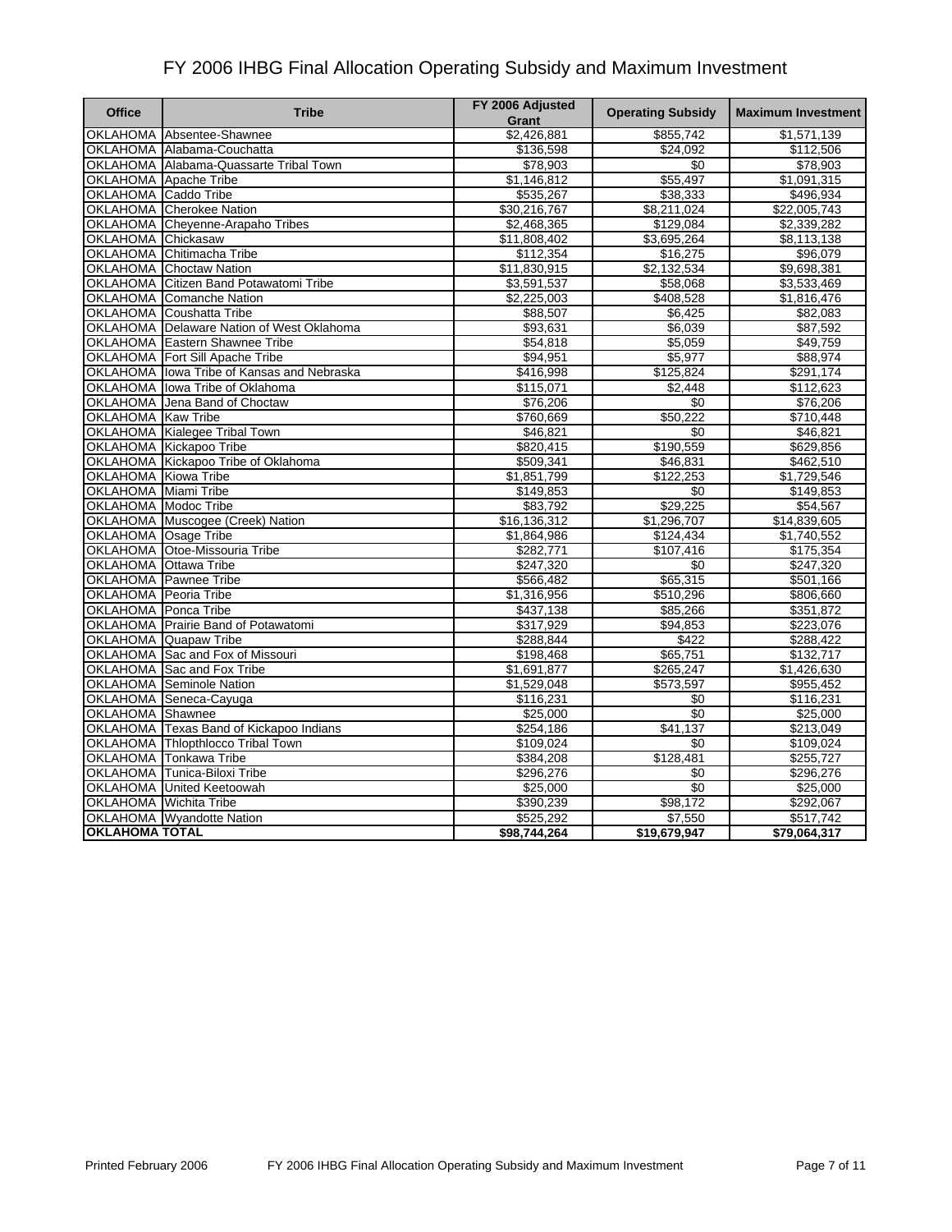# FY 2006 IHBG Final Allocation Operating Subsidy and Maximum Investment

| Office | Tribe | FY 2006 Adjusted Grant | Operating Subsidy | Maximum Investment |
|---|---|---|---|---|
| OKLAHOMA | Absentee-Shawnee | $2,426,881 | $855,742 | $1,571,139 |
| OKLAHOMA | Alabama-Couchatta | $136,598 | $24,092 | $112,506 |
| OKLAHOMA | Alabama-Quassarte Tribal Town | $78,903 | $0 | $78,903 |
| OKLAHOMA | Apache Tribe | $1,146,812 | $55,497 | $1,091,315 |
| OKLAHOMA | Caddo Tribe | $535,267 | $38,333 | $496,934 |
| OKLAHOMA | Cherokee Nation | $30,216,767 | $8,211,024 | $22,005,743 |
| OKLAHOMA | Cheyenne-Arapaho Tribes | $2,468,365 | $129,084 | $2,339,282 |
| OKLAHOMA | Chickasaw | $11,808,402 | $3,695,264 | $8,113,138 |
| OKLAHOMA | Chitimacha Tribe | $112,354 | $16,275 | $96,079 |
| OKLAHOMA | Choctaw Nation | $11,830,915 | $2,132,534 | $9,698,381 |
| OKLAHOMA | Citizen Band Potawatomi Tribe | $3,591,537 | $58,068 | $3,533,469 |
| OKLAHOMA | Comanche Nation | $2,225,003 | $408,528 | $1,816,476 |
| OKLAHOMA | Coushatta Tribe | $88,507 | $6,425 | $82,083 |
| OKLAHOMA | Delaware Nation of West Oklahoma | $93,631 | $6,039 | $87,592 |
| OKLAHOMA | Eastern Shawnee Tribe | $54,818 | $5,059 | $49,759 |
| OKLAHOMA | Fort Sill Apache Tribe | $94,951 | $5,977 | $88,974 |
| OKLAHOMA | Iowa Tribe of Kansas and Nebraska | $416,998 | $125,824 | $291,174 |
| OKLAHOMA | Iowa Tribe of Oklahoma | $115,071 | $2,448 | $112,623 |
| OKLAHOMA | Jena Band of Choctaw | $76,206 | $0 | $76,206 |
| OKLAHOMA | Kaw Tribe | $760,669 | $50,222 | $710,448 |
| OKLAHOMA | Kialegee Tribal Town | $46,821 | $0 | $46,821 |
| OKLAHOMA | Kickapoo Tribe | $820,415 | $190,559 | $629,856 |
| OKLAHOMA | Kickapoo Tribe of Oklahoma | $509,341 | $46,831 | $462,510 |
| OKLAHOMA | Kiowa Tribe | $1,851,799 | $122,253 | $1,729,546 |
| OKLAHOMA | Miami Tribe | $149,853 | $0 | $149,853 |
| OKLAHOMA | Modoc Tribe | $83,792 | $29,225 | $54,567 |
| OKLAHOMA | Muscogee (Creek) Nation | $16,136,312 | $1,296,707 | $14,839,605 |
| OKLAHOMA | Osage Tribe | $1,864,986 | $124,434 | $1,740,552 |
| OKLAHOMA | Otoe-Missouria Tribe | $282,771 | $107,416 | $175,354 |
| OKLAHOMA | Ottawa Tribe | $247,320 | $0 | $247,320 |
| OKLAHOMA | Pawnee Tribe | $566,482 | $65,315 | $501,166 |
| OKLAHOMA | Peoria Tribe | $1,316,956 | $510,296 | $806,660 |
| OKLAHOMA | Ponca Tribe | $437,138 | $85,266 | $351,872 |
| OKLAHOMA | Prairie Band of Potawatomi | $317,929 | $94,853 | $223,076 |
| OKLAHOMA | Quapaw Tribe | $288,844 | $422 | $288,422 |
| OKLAHOMA | Sac and Fox of Missouri | $198,468 | $65,751 | $132,717 |
| OKLAHOMA | Sac and Fox Tribe | $1,691,877 | $265,247 | $1,426,630 |
| OKLAHOMA | Seminole Nation | $1,529,048 | $573,597 | $955,452 |
| OKLAHOMA | Seneca-Cayuga | $116,231 | $0 | $116,231 |
| OKLAHOMA | Shawnee | $25,000 | $0 | $25,000 |
| OKLAHOMA | Texas Band of Kickapoo Indians | $254,186 | $41,137 | $213,049 |
| OKLAHOMA | Thlopthlocco Tribal Town | $109,024 | $0 | $109,024 |
| OKLAHOMA | Tonkawa Tribe | $384,208 | $128,481 | $255,727 |
| OKLAHOMA | Tunica-Biloxi Tribe | $296,276 | $0 | $296,276 |
| OKLAHOMA | United Keetoowah | $25,000 | $0 | $25,000 |
| OKLAHOMA | Wichita Tribe | $390,239 | $98,172 | $292,067 |
| OKLAHOMA | Wyandotte Nation | $525,292 | $7,550 | $517,742 |
| **OKLAHOMA TOTAL** | | **$98,744,264** | **$19,679,947** | **$79,064,317** |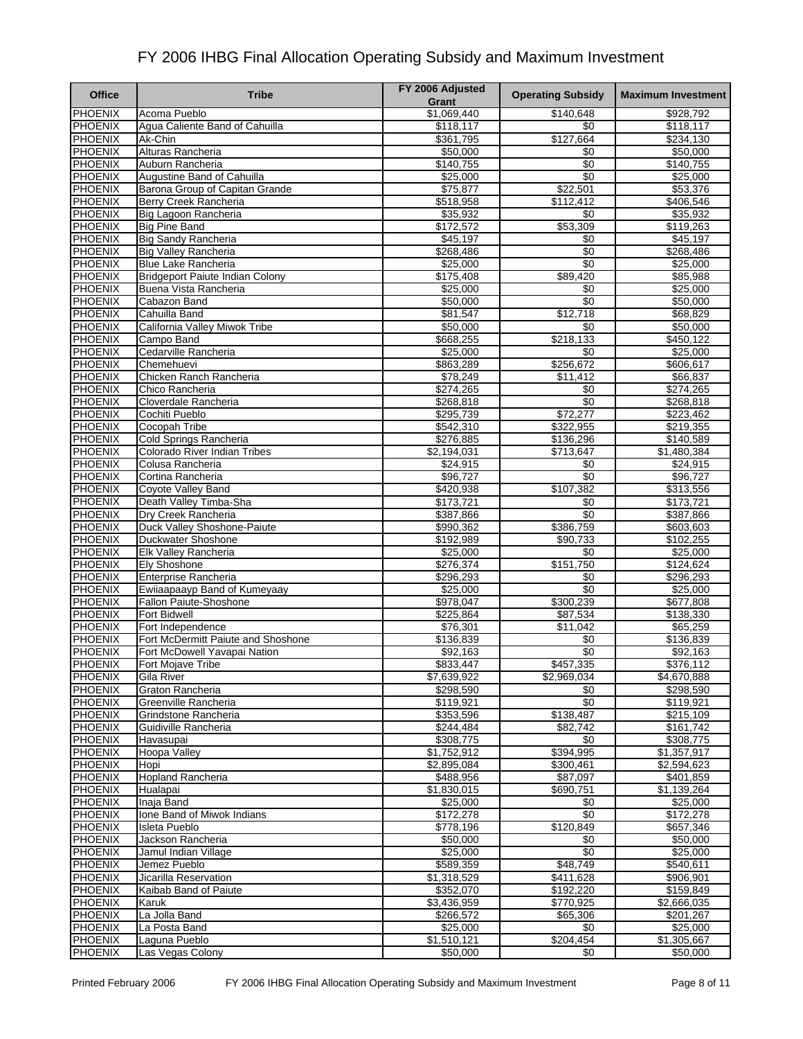# FY 2006 IHBG Final Allocation Operating Subsidy and Maximum Investment

| Office | Tribe | FY 2006 Adjusted Grant | Operating Subsidy | Maximum Investment |
|---|---|---|---|---|
| PHOENIX | Acoma Pueblo | $1,069,440 | $140,648 | $928,792 |
| PHOENIX | Agua Caliente Band of Cahuilla | $118,117 | $0 | $118,117 |
| PHOENIX | Ak-Chin | $361,795 | $127,664 | $234,130 |
| PHOENIX | Alturas Rancheria | $50,000 | $0 | $50,000 |
| PHOENIX | Auburn Rancheria | $140,755 | $0 | $140,755 |
| PHOENIX | Augustine Band of Cahuilla | $25,000 | $0 | $25,000 |
| PHOENIX | Barona Group of Capitan Grande | $75,877 | $22,501 | $53,376 |
| PHOENIX | Berry Creek Rancheria | $518,958 | $112,412 | $406,546 |
| PHOENIX | Big Lagoon Rancheria | $35,932 | $0 | $35,932 |
| PHOENIX | Big Pine Band | $172,572 | $53,309 | $119,263 |
| PHOENIX | Big Sandy Rancheria | $45,197 | $0 | $45,197 |
| PHOENIX | Big Valley Rancheria | $268,486 | $0 | $268,486 |
| PHOENIX | Blue Lake Rancheria | $25,000 | $0 | $25,000 |
| PHOENIX | Bridgeport Paiute Indian Colony | $175,408 | $89,420 | $85,988 |
| PHOENIX | Buena Vista Rancheria | $25,000 | $0 | $25,000 |
| PHOENIX | Cabazon Band | $50,000 | $0 | $50,000 |
| PHOENIX | Cahuilla Band | $81,547 | $12,718 | $68,829 |
| PHOENIX | California Valley Miwok Tribe | $50,000 | $0 | $50,000 |
| PHOENIX | Campo Band | $668,255 | $218,133 | $450,122 |
| PHOENIX | Cedarville Rancheria | $25,000 | $0 | $25,000 |
| PHOENIX | Chemehuevi | $863,289 | $256,672 | $606,617 |
| PHOENIX | Chicken Ranch Rancheria | $78,249 | $11,412 | $66,837 |
| PHOENIX | Chico Rancheria | $274,265 | $0 | $274,265 |
| PHOENIX | Cloverdale Rancheria | $268,818 | $0 | $268,818 |
| PHOENIX | Cochiti Pueblo | $295,739 | $72,277 | $223,462 |
| PHOENIX | Cocopah Tribe | $542,310 | $322,955 | $219,355 |
| PHOENIX | Cold Springs Rancheria | $276,885 | $136,296 | $140,589 |
| PHOENIX | Colorado River Indian Tribes | $2,194,031 | $713,647 | $1,480,384 |
| PHOENIX | Colusa Rancheria | $24,915 | $0 | $24,915 |
| PHOENIX | Cortina Rancheria | $96,727 | $0 | $96,727 |
| PHOENIX | Coyote Valley Band | $420,938 | $107,382 | $313,556 |
| PHOENIX | Death Valley Timba-Sha | $173,721 | $0 | $173,721 |
| PHOENIX | Dry Creek Rancheria | $387,866 | $0 | $387,866 |
| PHOENIX | Duck Valley Shoshone-Paiute | $990,362 | $386,759 | $603,603 |
| PHOENIX | Duckwater Shoshone | $192,989 | $90,733 | $102,255 |
| PHOENIX | Elk Valley Rancheria | $25,000 | $0 | $25,000 |
| PHOENIX | Ely Shoshone | $276,374 | $151,750 | $124,624 |
| PHOENIX | Enterprise Rancheria | $296,293 | $0 | $296,293 |
| PHOENIX | Ewiiaapaayp Band of Kumeyaay | $25,000 | $0 | $25,000 |
| PHOENIX | Fallon Paiute-Shoshone | $978,047 | $300,239 | $677,808 |
| PHOENIX | Fort Bidwell | $225,864 | $87,534 | $138,330 |
| PHOENIX | Fort Independence | $76,301 | $11,042 | $65,259 |
| PHOENIX | Fort McDermitt Paiute and Shoshone | $136,839 | $0 | $136,839 |
| PHOENIX | Fort McDowell Yavapai Nation | $92,163 | $0 | $92,163 |
| PHOENIX | Fort Mojave Tribe | $833,447 | $457,335 | $376,112 |
| PHOENIX | Gila River | $7,639,922 | $2,969,034 | $4,670,888 |
| PHOENIX | Graton Rancheria | $298,590 | $0 | $298,590 |
| PHOENIX | Greenville Rancheria | $119,921 | $0 | $119,921 |
| PHOENIX | Grindstone Rancheria | $353,596 | $138,487 | $215,109 |
| PHOENIX | Guidiville Rancheria | $244,484 | $82,742 | $161,742 |
| PHOENIX | Havasupai | $308,775 | $0 | $308,775 |
| PHOENIX | Hoopa Valley | $1,752,912 | $394,995 | $1,357,917 |
| PHOENIX | Hopi | $2,895,084 | $300,461 | $2,594,623 |
| PHOENIX | Hopland Rancheria | $488,956 | $87,097 | $401,859 |
| PHOENIX | Hualapai | $1,830,015 | $690,751 | $1,139,264 |
| PHOENIX | Inaja Band | $25,000 | $0 | $25,000 |
| PHOENIX | Ione Band of Miwok Indians | $172,278 | $0 | $172,278 |
| PHOENIX | Isleta Pueblo | $778,196 | $120,849 | $657,346 |
| PHOENIX | Jackson Rancheria | $50,000 | $0 | $50,000 |
| PHOENIX | Jamul Indian Village | $25,000 | $0 | $25,000 |
| PHOENIX | Jemez Pueblo | $589,359 | $48,749 | $540,611 |
| PHOENIX | Jicarilla Reservation | $1,318,529 | $411,628 | $906,901 |
| PHOENIX | Kaibab Band of Paiute | $352,070 | $192,220 | $159,849 |
| PHOENIX | Karuk | $3,436,959 | $770,925 | $2,666,035 |
| PHOENIX | La Jolla Band | $266,572 | $65,306 | $201,267 |
| PHOENIX | La Posta Band | $25,000 | $0 | $25,000 |
| PHOENIX | Laguna Pueblo | $1,510,121 | $204,454 | $1,305,667 |
| PHOENIX | Las Vegas Colony | $50,000 | $0 | $50,000 |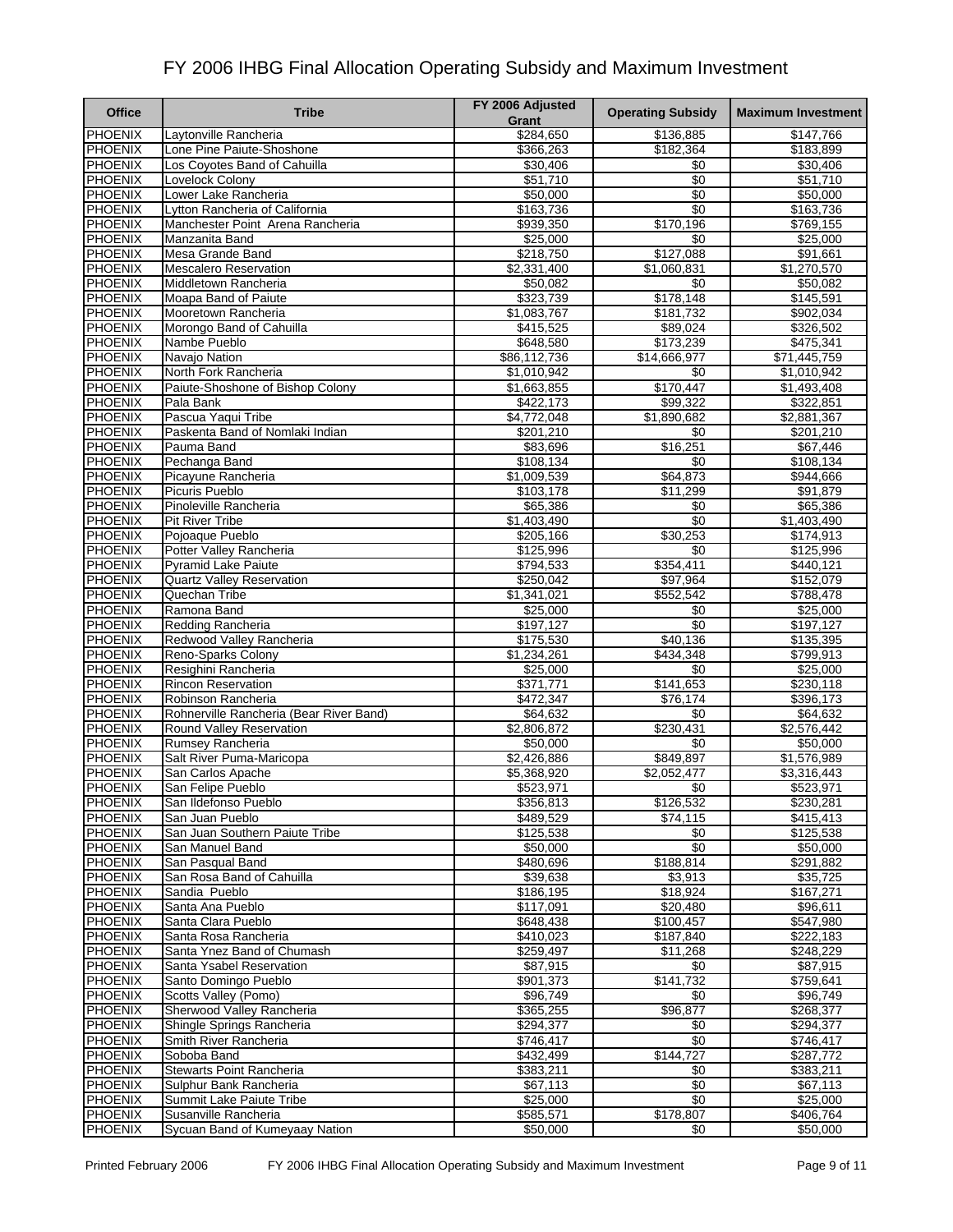# FY 2006 IHBG Final Allocation Operating Subsidy and Maximum Investment

| Office | Tribe | FY 2006 Adjusted Grant | Operating Subsidy | Maximum Investment |
|---|---|---|---|---|
| PHOENIX | Laytonville Rancheria | $284,650 | $136,885 | $147,766 |
| PHOENIX | Lone Pine Paiute-Shoshone | $366,263 | $182,364 | $183,899 |
| PHOENIX | Los Coyotes Band of Cahuilla | $30,406 | $0 | $30,406 |
| PHOENIX | Lovelock Colony | $51,710 | $0 | $51,710 |
| PHOENIX | Lower Lake Rancheria | $50,000 | $0 | $50,000 |
| PHOENIX | Lytton Rancheria of California | $163,736 | $0 | $163,736 |
| PHOENIX | Manchester Point Arena Rancheria | $939,350 | $170,196 | $769,155 |
| PHOENIX | Manzanita Band | $25,000 | $0 | $25,000 |
| PHOENIX | Mesa Grande Band | $218,750 | $127,088 | $91,661 |
| PHOENIX | Mescalero Reservation | $2,331,400 | $1,060,831 | $1,270,570 |
| PHOENIX | Middletown Rancheria | $50,082 | $0 | $50,082 |
| PHOENIX | Moapa Band of Paiute | $323,739 | $178,148 | $145,591 |
| PHOENIX | Mooretown Rancheria | $1,083,767 | $181,732 | $902,034 |
| PHOENIX | Morongo Band of Cahuilla | $415,525 | $89,024 | $326,502 |
| PHOENIX | Nambe Pueblo | $648,580 | $173,239 | $475,341 |
| PHOENIX | Navajo Nation | $86,112,736 | $14,666,977 | $71,445,759 |
| PHOENIX | North Fork Rancheria | $1,010,942 | $0 | $1,010,942 |
| PHOENIX | Paiute-Shoshone of Bishop Colony | $1,663,855 | $170,447 | $1,493,408 |
| PHOENIX | Pala Bank | $422,173 | $99,322 | $322,851 |
| PHOENIX | Pascua Yaqui Tribe | $4,772,048 | $1,890,682 | $2,881,367 |
| PHOENIX | Paskenta Band of Nomlaki Indian | $201,210 | $0 | $201,210 |
| PHOENIX | Pauma Band | $83,696 | $16,251 | $67,446 |
| PHOENIX | Pechanga Band | $108,134 | $0 | $108,134 |
| PHOENIX | Picayune Rancheria | $1,009,539 | $64,873 | $944,666 |
| PHOENIX | Picuris Pueblo | $103,178 | $11,299 | $91,879 |
| PHOENIX | Pinoleville Rancheria | $65,386 | $0 | $65,386 |
| PHOENIX | Pit River Tribe | $1,403,490 | $0 | $1,403,490 |
| PHOENIX | Pojoaque Pueblo | $205,166 | $30,253 | $174,913 |
| PHOENIX | Potter Valley Rancheria | $125,996 | $0 | $125,996 |
| PHOENIX | Pyramid Lake Paiute | $794,533 | $354,411 | $440,121 |
| PHOENIX | Quartz Valley Reservation | $250,042 | $97,964 | $152,079 |
| PHOENIX | Quechan Tribe | $1,341,021 | $552,542 | $788,478 |
| PHOENIX | Ramona Band | $25,000 | $0 | $25,000 |
| PHOENIX | Redding Rancheria | $197,127 | $0 | $197,127 |
| PHOENIX | Redwood Valley Rancheria | $175,530 | $40,136 | $135,395 |
| PHOENIX | Reno-Sparks Colony | $1,234,261 | $434,348 | $799,913 |
| PHOENIX | Resighini Rancheria | $25,000 | $0 | $25,000 |
| PHOENIX | Rincon Reservation | $371,771 | $141,653 | $230,118 |
| PHOENIX | Robinson Rancheria | $472,347 | $76,174 | $396,173 |
| PHOENIX | Rohnerville Rancheria (Bear River Band) | $64,632 | $0 | $64,632 |
| PHOENIX | Round Valley Reservation | $2,806,872 | $230,431 | $2,576,442 |
| PHOENIX | Rumsey Rancheria | $50,000 | $0 | $50,000 |
| PHOENIX | Salt River Puma-Maricopa | $2,426,886 | $849,897 | $1,576,989 |
| PHOENIX | San Carlos Apache | $5,368,920 | $2,052,477 | $3,316,443 |
| PHOENIX | San Felipe Pueblo | $523,971 | $0 | $523,971 |
| PHOENIX | San Ildefonso Pueblo | $356,813 | $126,532 | $230,281 |
| PHOENIX | San Juan Pueblo | $489,529 | $74,115 | $415,413 |
| PHOENIX | San Juan Southern Paiute Tribe | $125,538 | $0 | $125,538 |
| PHOENIX | San Manuel Band | $50,000 | $0 | $50,000 |
| PHOENIX | San Pasqual Band | $480,696 | $188,814 | $291,882 |
| PHOENIX | San Rosa Band of Cahuilla | $39,638 | $3,913 | $35,725 |
| PHOENIX | Sandia Pueblo | $186,195 | $18,924 | $167,271 |
| PHOENIX | Santa Ana Pueblo | $117,091 | $20,480 | $96,611 |
| PHOENIX | Santa Clara Pueblo | $648,438 | $100,457 | $547,980 |
| PHOENIX | Santa Rosa Rancheria | $410,023 | $187,840 | $222,183 |
| PHOENIX | Santa Ynez Band of Chumash | $259,497 | $11,268 | $248,229 |
| PHOENIX | Santa Ysabel Reservation | $87,915 | $0 | $87,915 |
| PHOENIX | Santo Domingo Pueblo | $901,373 | $141,732 | $759,641 |
| PHOENIX | Scotts Valley (Pomo) | $96,749 | $0 | $96,749 |
| PHOENIX | Sherwood Valley Rancheria | $365,255 | $96,877 | $268,377 |
| PHOENIX | Shingle Springs Rancheria | $294,377 | $0 | $294,377 |
| PHOENIX | Smith River Rancheria | $746,417 | $0 | $746,417 |
| PHOENIX | Soboba Band | $432,499 | $144,727 | $287,772 |
| PHOENIX | Stewarts Point Rancheria | $383,211 | $0 | $383,211 |
| PHOENIX | Sulphur Bank Rancheria | $67,113 | $0 | $67,113 |
| PHOENIX | Summit Lake Paiute Tribe | $25,000 | $0 | $25,000 |
| PHOENIX | Susanville Rancheria | $585,571 | $178,807 | $406,764 |
| PHOENIX | Sycuan Band of Kumeyaay Nation | $50,000 | $0 | $50,000 |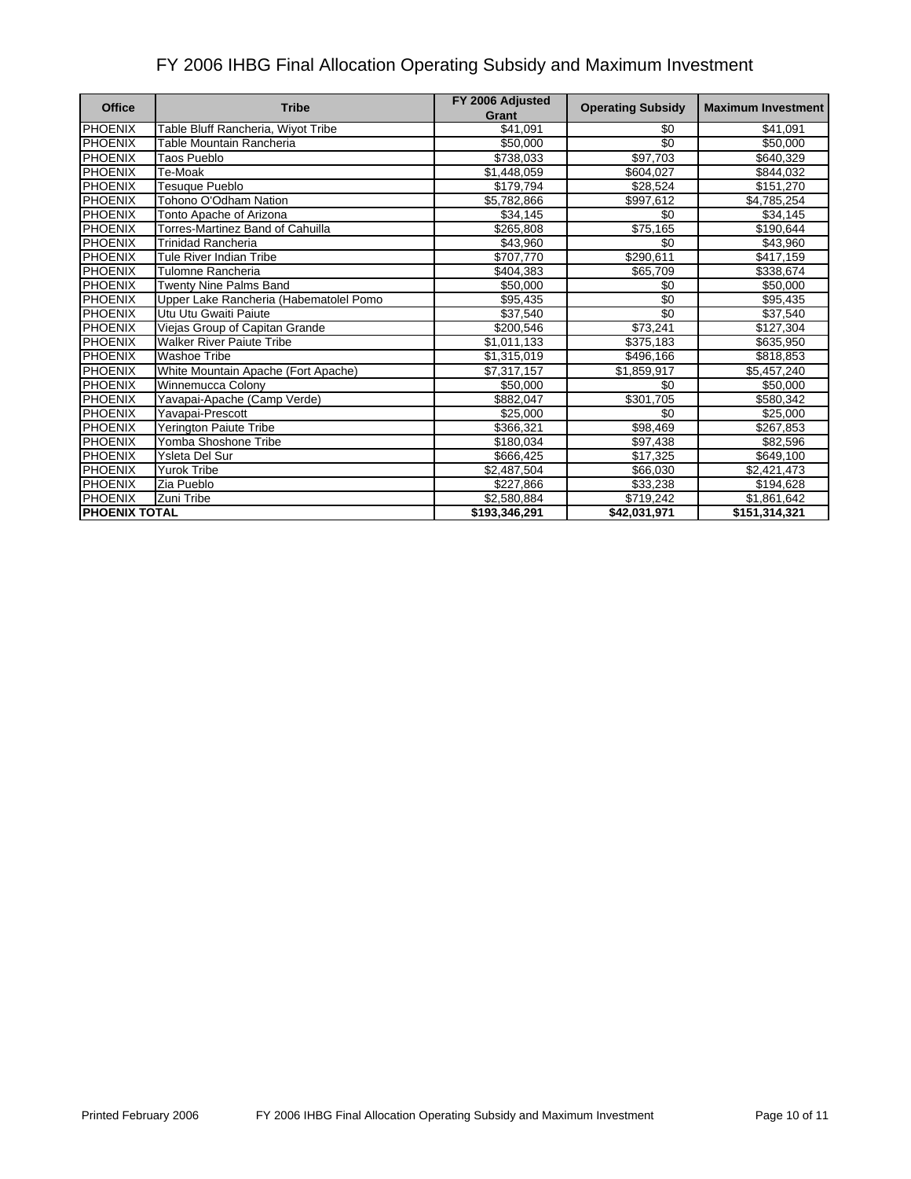# FY 2006 IHBG Final Allocation Operating Subsidy and Maximum Investment

| Office | Tribe | FY 2006 Adjusted Grant | Operating Subsidy | Maximum Investment |
|---|---|---|---|---|
| PHOENIX | Table Bluff Rancheria, Wiyot Tribe | $41,091 | $0 | $41,091 |
| PHOENIX | Table Mountain Rancheria | $50,000 | $0 | $50,000 |
| PHOENIX | Taos Pueblo | $738,033 | $97,703 | $640,329 |
| PHOENIX | Te-Moak | $1,448,059 | $604,027 | $844,032 |
| PHOENIX | Tesuque Pueblo | $179,794 | $28,524 | $151,270 |
| PHOENIX | Tohono O'Odham Nation | $5,782,866 | $997,612 | $4,785,254 |
| PHOENIX | Tonto Apache of Arizona | $34,145 | $0 | $34,145 |
| PHOENIX | Torres-Martinez Band of Cahuilla | $265,808 | $75,165 | $190,644 |
| PHOENIX | Trinidad Rancheria | $43,960 | $0 | $43,960 |
| PHOENIX | Tule River Indian Tribe | $707,770 | $290,611 | $417,159 |
| PHOENIX | Tulomne Rancheria | $404,383 | $65,709 | $338,674 |
| PHOENIX | Twenty Nine Palms Band | $50,000 | $0 | $50,000 |
| PHOENIX | Upper Lake Rancheria (Habematolel Pomo | $95,435 | $0 | $95,435 |
| PHOENIX | Utu Utu Gwaiti Paiute | $37,540 | $0 | $37,540 |
| PHOENIX | Viejas Group of Capitan Grande | $200,546 | $73,241 | $127,304 |
| PHOENIX | Walker River Paiute Tribe | $1,011,133 | $375,183 | $635,950 |
| PHOENIX | Washoe Tribe | $1,315,019 | $496,166 | $818,853 |
| PHOENIX | White Mountain Apache (Fort Apache) | $7,317,157 | $1,859,917 | $5,457,240 |
| PHOENIX | Winnemucca Colony | $50,000 | $0 | $50,000 |
| PHOENIX | Yavapai-Apache (Camp Verde) | $882,047 | $301,705 | $580,342 |
| PHOENIX | Yavapai-Prescott | $25,000 | $0 | $25,000 |
| PHOENIX | Yerington Paiute Tribe | $366,321 | $98,469 | $267,853 |
| PHOENIX | Yomba Shoshone Tribe | $180,034 | $97,438 | $82,596 |
| PHOENIX | Ysleta Del Sur | $666,425 | $17,325 | $649,100 |
| PHOENIX | Yurok Tribe | $2,487,504 | $66,030 | $2,421,473 |
| PHOENIX | Zia Pueblo | $227,866 | $33,238 | $194,628 |
| PHOENIX | Zuni Tribe | $2,580,884 | $719,242 | $1,861,642 |
| **PHOENIX TOTAL** | | **$193,346,291** | **$42,031,971** | **$151,314,321** |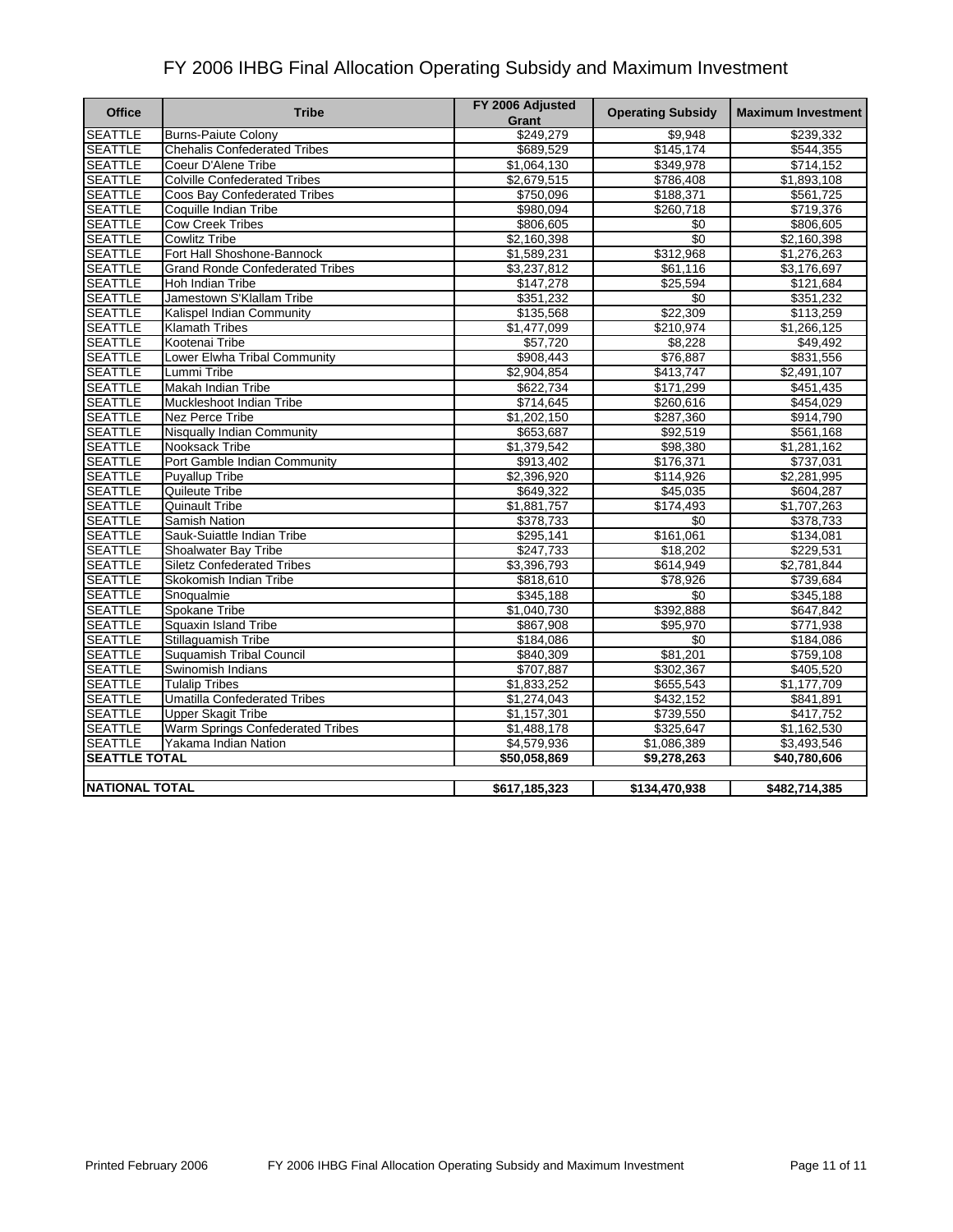# FY 2006 IHBG Final Allocation Operating Subsidy and Maximum Investment

| Office | Tribe | FY 2006 Adjusted Grant | Operating Subsidy | Maximum Investment |
|---|---|---|---|---|
| SEATTLE | Burns-Paiute Colony | $249,279 | $9,948 | $239,332 |
| SEATTLE | Chehalis Confederated Tribes | $689,529 | $145,174 | $544,355 |
| SEATTLE | Coeur D'Alene Tribe | $1,064,130 | $349,978 | $714,152 |
| SEATTLE | Colville Confederated Tribes | $2,679,515 | $786,408 | $1,893,108 |
| SEATTLE | Coos Bay Confederated Tribes | $750,096 | $188,371 | $561,725 |
| SEATTLE | Coquille Indian Tribe | $980,094 | $260,718 | $719,376 |
| SEATTLE | Cow Creek Tribes | $806,605 | $0 | $806,605 |
| SEATTLE | Cowlitz Tribe | $2,160,398 | $0 | $2,160,398 |
| SEATTLE | Fort Hall Shoshone-Bannock | $1,589,231 | $312,968 | $1,276,263 |
| SEATTLE | Grand Ronde Confederated Tribes | $3,237,812 | $61,116 | $3,176,697 |
| SEATTLE | Hoh Indian Tribe | $147,278 | $25,594 | $121,684 |
| SEATTLE | Jamestown S'Klallam Tribe | $351,232 | $0 | $351,232 |
| SEATTLE | Kalispel Indian Community | $135,568 | $22,309 | $113,259 |
| SEATTLE | Klamath Tribes | $1,477,099 | $210,974 | $1,266,125 |
| SEATTLE | Kootenai Tribe | $57,720 | $8,228 | $49,492 |
| SEATTLE | Lower Elwha Tribal Community | $908,443 | $76,887 | $831,556 |
| SEATTLE | Lummi Tribe | $2,904,854 | $413,747 | $2,491,107 |
| SEATTLE | Makah Indian Tribe | $622,734 | $171,299 | $451,435 |
| SEATTLE | Muckleshoot Indian Tribe | $714,645 | $260,616 | $454,029 |
| SEATTLE | Nez Perce Tribe | $1,202,150 | $287,360 | $914,790 |
| SEATTLE | Nisqually Indian Community | $653,687 | $92,519 | $561,168 |
| SEATTLE | Nooksack Tribe | $1,379,542 | $98,380 | $1,281,162 |
| SEATTLE | Port Gamble Indian Community | $913,402 | $176,371 | $737,031 |
| SEATTLE | Puyallup Tribe | $2,396,920 | $114,926 | $2,281,995 |
| SEATTLE | Quileute Tribe | $649,322 | $45,035 | $604,287 |
| SEATTLE | Quinault Tribe | $1,881,757 | $174,493 | $1,707,263 |
| SEATTLE | Samish Nation | $378,733 | $0 | $378,733 |
| SEATTLE | Sauk-Suiattle Indian Tribe | $295,141 | $161,061 | $134,081 |
| SEATTLE | Shoalwater Bay Tribe | $247,733 | $18,202 | $229,531 |
| SEATTLE | Siletz Confederated Tribes | $3,396,793 | $614,949 | $2,781,844 |
| SEATTLE | Skokomish Indian Tribe | $818,610 | $78,926 | $739,684 |
| SEATTLE | Snoqualmie | $345,188 | $0 | $345,188 |
| SEATTLE | Spokane Tribe | $1,040,730 | $392,888 | $647,842 |
| SEATTLE | Squaxin Island Tribe | $867,908 | $95,970 | $771,938 |
| SEATTLE | Stillaguamish Tribe | $184,086 | $0 | $184,086 |
| SEATTLE | Suquamish Tribal Council | $840,309 | $81,201 | $759,108 |
| SEATTLE | Swinomish Indians | $707,887 | $302,367 | $405,520 |
| SEATTLE | Tulalip Tribes | $1,833,252 | $655,543 | $1,177,709 |
| SEATTLE | Umatilla Confederated Tribes | $1,274,043 | $432,152 | $841,891 |
| SEATTLE | Upper Skagit Tribe | $1,157,301 | $739,550 | $417,752 |
| SEATTLE | Warm Springs Confederated Tribes | $1,488,178 | $325,647 | $1,162,530 |
| SEATTLE | Yakama Indian Nation | $4,579,936 | $1,086,389 | $3,493,546 |
| **SEATTLE TOTAL** | | **$50,058,869** | **$9,278,263** | **$40,780,606** |
| | | | | |
| **NATIONAL TOTAL** | | **$617,185,323** | **$134,470,938** | **$482,714,385** |